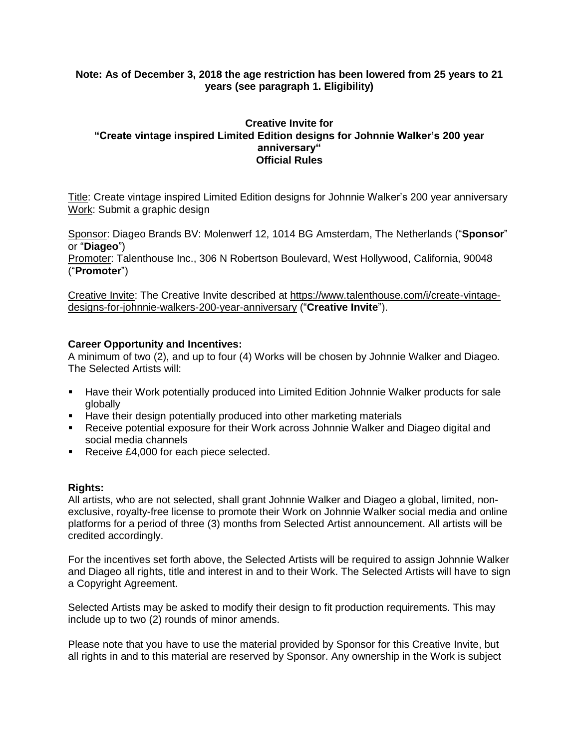**Note: As of December 3, 2018 the age restriction has been lowered from 25 years to 21 years (see paragraph 1. Eligibility)**

# Creative Invite for
# "Create vintage inspired Limited Edition designs for Johnnie Walker's 200 year anniversary"
# Official Rules

Title: Create vintage inspired Limited Edition designs for Johnnie Walker's 200 year anniversary
Work: Submit a graphic design

Sponsor: Diageo Brands BV: Molenwerf 12, 1014 BG Amsterdam, The Netherlands ("**Sponsor**" or "**Diageo**")
Promoter: Talenthouse Inc., 306 N Robertson Boulevard, West Hollywood, California, 90048 ("**Promoter**")

Creative Invite: The Creative Invite described at https://www.talenthouse.com/i/create-vintage-designs-for-johnnie-walkers-200-year-anniversary ("**Creative Invite**").

**Career Opportunity and Incentives:**

A minimum of two (2), and up to four (4) Works will be chosen by Johnnie Walker and Diageo. The Selected Artists will:

- Have their Work potentially produced into Limited Edition Johnnie Walker products for sale globally
- Have their design potentially produced into other marketing materials
- Receive potential exposure for their Work across Johnnie Walker and Diageo digital and social media channels
- Receive £4,000 for each piece selected.

**Rights:**

All artists, who are not selected, shall grant Johnnie Walker and Diageo a global, limited, non-exclusive, royalty-free license to promote their Work on Johnnie Walker social media and online platforms for a period of three (3) months from Selected Artist announcement. All artists will be credited accordingly.

For the incentives set forth above, the Selected Artists will be required to assign Johnnie Walker and Diageo all rights, title and interest in and to their Work. The Selected Artists will have to sign a Copyright Agreement.

Selected Artists may be asked to modify their design to fit production requirements. This may include up to two (2) rounds of minor amends.

Please note that you have to use the material provided by Sponsor for this Creative Invite, but all rights in and to this material are reserved by Sponsor. Any ownership in the Work is subject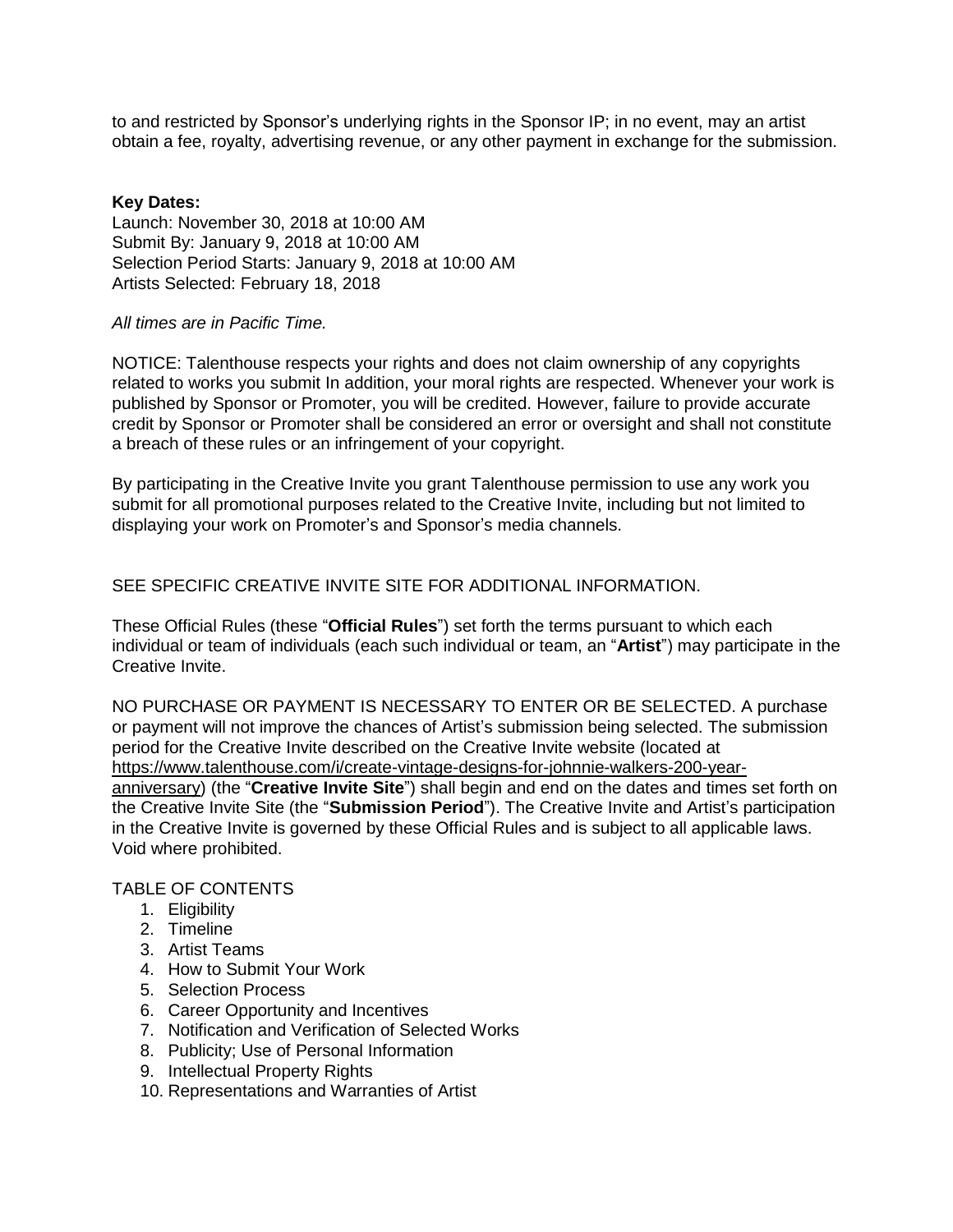to and restricted by Sponsor's underlying rights in the Sponsor IP; in no event, may an artist obtain a fee, royalty, advertising revenue, or any other payment in exchange for the submission.

**Key Dates:**
Launch: November 30, 2018 at 10:00 AM
Submit By: January 9, 2018 at 10:00 AM
Selection Period Starts: January 9, 2018 at 10:00 AM
Artists Selected: February 18, 2018

*All times are in Pacific Time.*

NOTICE: Talenthouse respects your rights and does not claim ownership of any copyrights related to works you submit In addition, your moral rights are respected. Whenever your work is published by Sponsor or Promoter, you will be credited. However, failure to provide accurate credit by Sponsor or Promoter shall be considered an error or oversight and shall not constitute a breach of these rules or an infringement of your copyright.

By participating in the Creative Invite you grant Talenthouse permission to use any work you submit for all promotional purposes related to the Creative Invite, including but not limited to displaying your work on Promoter's and Sponsor's media channels.

SEE SPECIFIC CREATIVE INVITE SITE FOR ADDITIONAL INFORMATION.

These Official Rules (these "**Official Rules**") set forth the terms pursuant to which each individual or team of individuals (each such individual or team, an "**Artist**") may participate in the Creative Invite.

NO PURCHASE OR PAYMENT IS NECESSARY TO ENTER OR BE SELECTED. A purchase or payment will not improve the chances of Artist's submission being selected. The submission period for the Creative Invite described on the Creative Invite website (located at https://www.talenthouse.com/i/create-vintage-designs-for-johnnie-walkers-200-year-anniversary) (the "**Creative Invite Site**") shall begin and end on the dates and times set forth on the Creative Invite Site (the "**Submission Period**"). The Creative Invite and Artist's participation in the Creative Invite is governed by these Official Rules and is subject to all applicable laws. Void where prohibited.

TABLE OF CONTENTS

1. Eligibility
2. Timeline
3. Artist Teams
4. How to Submit Your Work
5. Selection Process
6. Career Opportunity and Incentives
7. Notification and Verification of Selected Works
8. Publicity; Use of Personal Information
9. Intellectual Property Rights
10. Representations and Warranties of Artist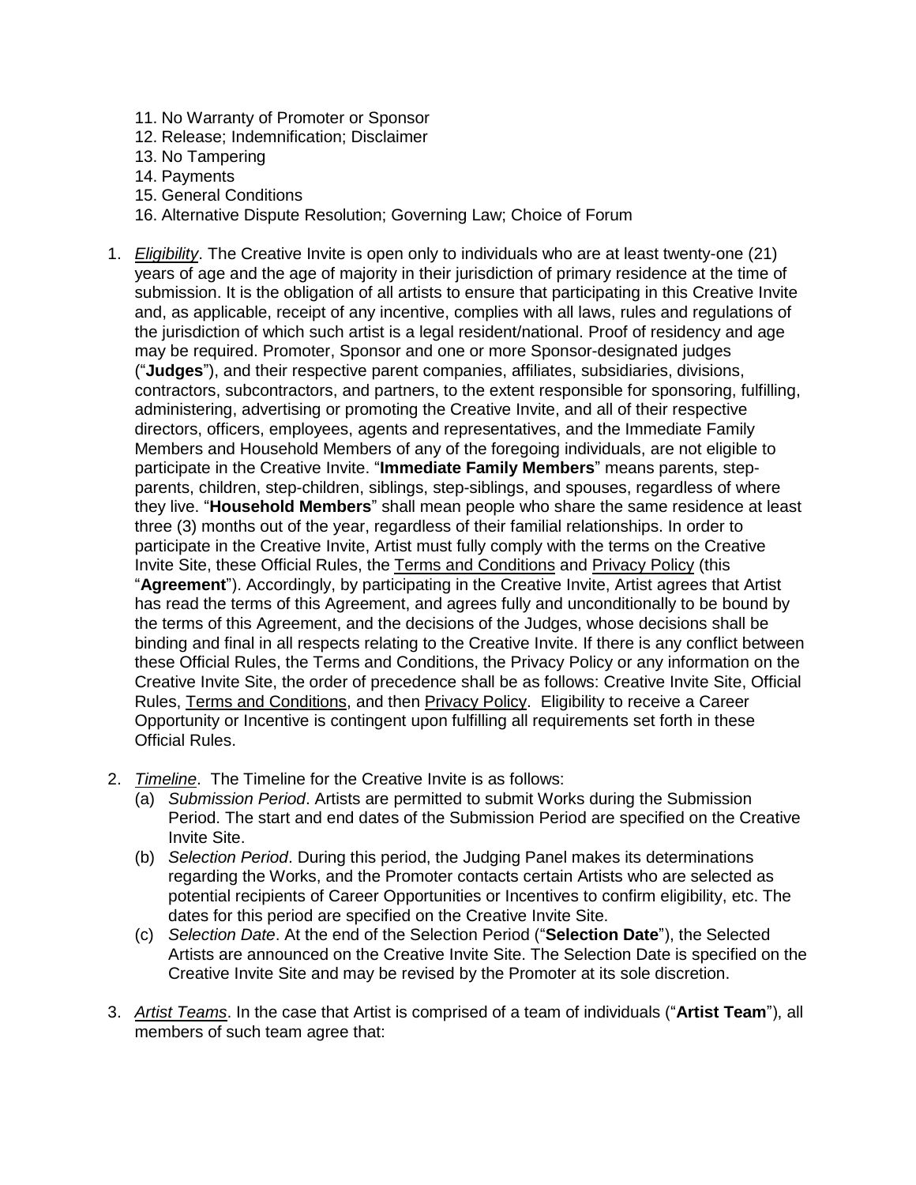11. No Warranty of Promoter or Sponsor
12. Release; Indemnification; Disclaimer
13. No Tampering
14. Payments
15. General Conditions
16. Alternative Dispute Resolution; Governing Law; Choice of Forum

1. *Eligibility*. The Creative Invite is open only to individuals who are at least twenty-one (21) years of age and the age of majority in their jurisdiction of primary residence at the time of submission. It is the obligation of all artists to ensure that participating in this Creative Invite and, as applicable, receipt of any incentive, complies with all laws, rules and regulations of the jurisdiction of which such artist is a legal resident/national. Proof of residency and age may be required. Promoter, Sponsor and one or more Sponsor-designated judges ("**Judges**"), and their respective parent companies, affiliates, subsidiaries, divisions, contractors, subcontractors, and partners, to the extent responsible for sponsoring, fulfilling, administering, advertising or promoting the Creative Invite, and all of their respective directors, officers, employees, agents and representatives, and the Immediate Family Members and Household Members of any of the foregoing individuals, are not eligible to participate in the Creative Invite. "**Immediate Family Members**" means parents, step-parents, children, step-children, siblings, step-siblings, and spouses, regardless of where they live. "**Household Members**" shall mean people who share the same residence at least three (3) months out of the year, regardless of their familial relationships. In order to participate in the Creative Invite, Artist must fully comply with the terms on the Creative Invite Site, these Official Rules, the Terms and Conditions and Privacy Policy (this "**Agreement**"). Accordingly, by participating in the Creative Invite, Artist agrees that Artist has read the terms of this Agreement, and agrees fully and unconditionally to be bound by the terms of this Agreement, and the decisions of the Judges, whose decisions shall be binding and final in all respects relating to the Creative Invite. If there is any conflict between these Official Rules, the Terms and Conditions, the Privacy Policy or any information on the Creative Invite Site, the order of precedence shall be as follows: Creative Invite Site, Official Rules, Terms and Conditions, and then Privacy Policy. Eligibility to receive a Career Opportunity or Incentive is contingent upon fulfilling all requirements set forth in these Official Rules.

2. *Timeline*. The Timeline for the Creative Invite is as follows:
   (a) *Submission Period*. Artists are permitted to submit Works during the Submission Period. The start and end dates of the Submission Period are specified on the Creative Invite Site.
   (b) *Selection Period*. During this period, the Judging Panel makes its determinations regarding the Works, and the Promoter contacts certain Artists who are selected as potential recipients of Career Opportunities or Incentives to confirm eligibility, etc. The dates for this period are specified on the Creative Invite Site.
   (c) *Selection Date*. At the end of the Selection Period ("**Selection Date**"), the Selected Artists are announced on the Creative Invite Site. The Selection Date is specified on the Creative Invite Site and may be revised by the Promoter at its sole discretion.

3. *Artist Teams*. In the case that Artist is comprised of a team of individuals ("**Artist Team**"), all members of such team agree that: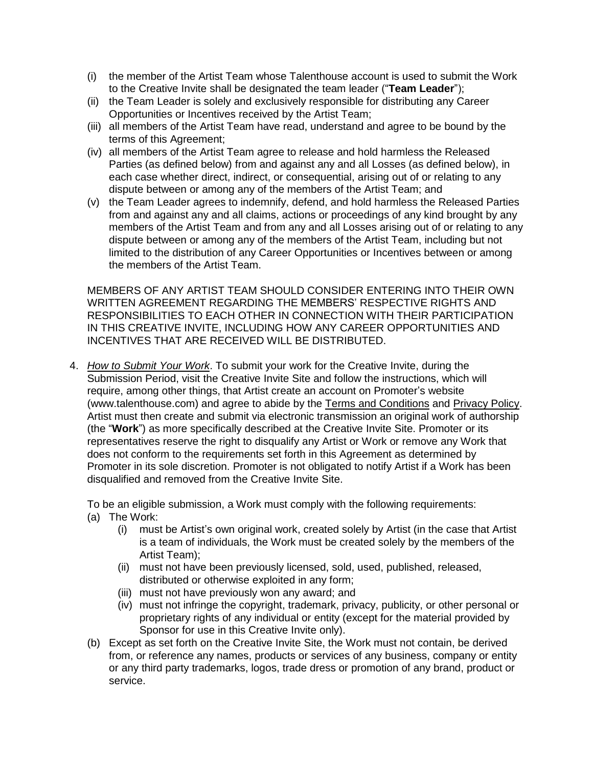(i) the member of the Artist Team whose Talenthouse account is used to submit the Work to the Creative Invite shall be designated the team leader ("**Team Leader**");

(ii) the Team Leader is solely and exclusively responsible for distributing any Career Opportunities or Incentives received by the Artist Team;

(iii) all members of the Artist Team have read, understand and agree to be bound by the terms of this Agreement;

(iv) all members of the Artist Team agree to release and hold harmless the Released Parties (as defined below) from and against any and all Losses (as defined below), in each case whether direct, indirect, or consequential, arising out of or relating to any dispute between or among any of the members of the Artist Team; and

(v) the Team Leader agrees to indemnify, defend, and hold harmless the Released Parties from and against any and all claims, actions or proceedings of any kind brought by any members of the Artist Team and from any and all Losses arising out of or relating to any dispute between or among any of the members of the Artist Team, including but not limited to the distribution of any Career Opportunities or Incentives between or among the members of the Artist Team.

MEMBERS OF ANY ARTIST TEAM SHOULD CONSIDER ENTERING INTO THEIR OWN WRITTEN AGREEMENT REGARDING THE MEMBERS' RESPECTIVE RIGHTS AND RESPONSIBILITIES TO EACH OTHER IN CONNECTION WITH THEIR PARTICIPATION IN THIS CREATIVE INVITE, INCLUDING HOW ANY CAREER OPPORTUNITIES AND INCENTIVES THAT ARE RECEIVED WILL BE DISTRIBUTED.

4. *How to Submit Your Work*. To submit your work for the Creative Invite, during the Submission Period, visit the Creative Invite Site and follow the instructions, which will require, among other things, that Artist create an account on Promoter's website (www.talenthouse.com) and agree to abide by the Terms and Conditions and Privacy Policy. Artist must then create and submit via electronic transmission an original work of authorship (the "**Work**") as more specifically described at the Creative Invite Site. Promoter or its representatives reserve the right to disqualify any Artist or Work or remove any Work that does not conform to the requirements set forth in this Agreement as determined by Promoter in its sole discretion. Promoter is not obligated to notify Artist if a Work has been disqualified and removed from the Creative Invite Site.

   To be an eligible submission, a Work must comply with the following requirements:

   (a) The Work:

      (i) must be Artist's own original work, created solely by Artist (in the case that Artist is a team of individuals, the Work must be created solely by the members of the Artist Team);

      (ii) must not have been previously licensed, sold, used, published, released, distributed or otherwise exploited in any form;

      (iii) must not have previously won any award; and

      (iv) must not infringe the copyright, trademark, privacy, publicity, or other personal or proprietary rights of any individual or entity (except for the material provided by Sponsor for use in this Creative Invite only).

   (b) Except as set forth on the Creative Invite Site, the Work must not contain, be derived from, or reference any names, products or services of any business, company or entity or any third party trademarks, logos, trade dress or promotion of any brand, product or service.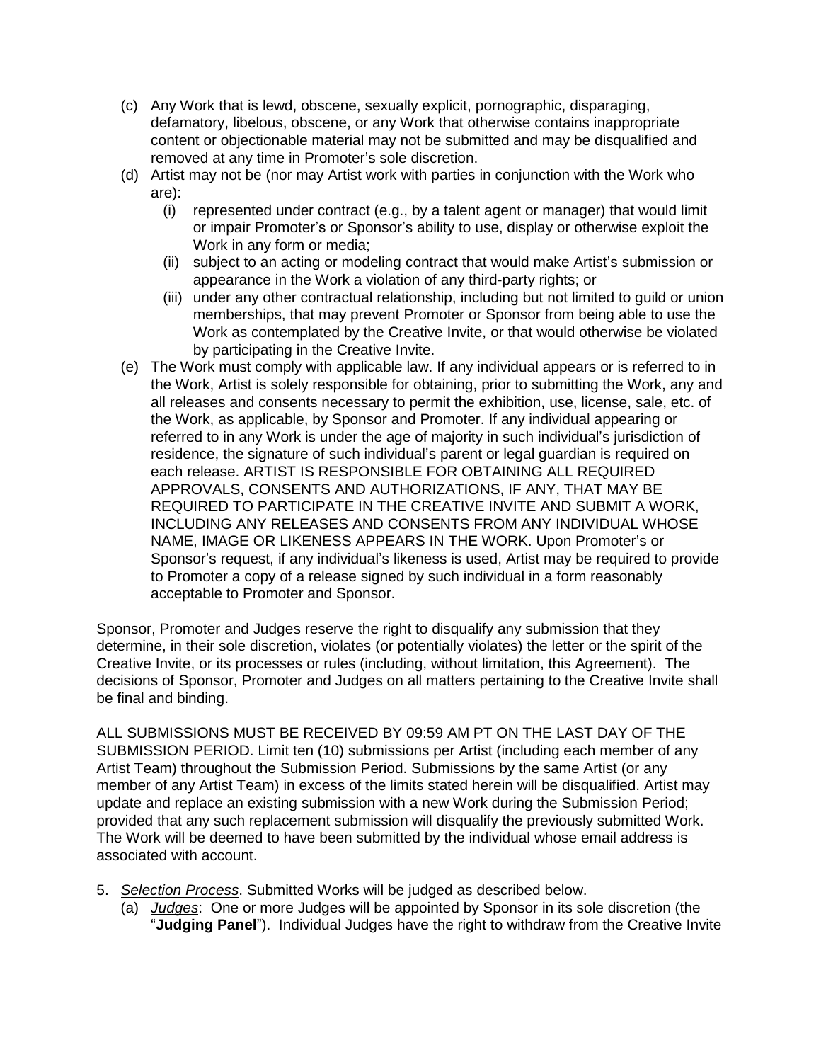(c) Any Work that is lewd, obscene, sexually explicit, pornographic, disparaging, defamatory, libelous, obscene, or any Work that otherwise contains inappropriate content or objectionable material may not be submitted and may be disqualified and removed at any time in Promoter's sole discretion.

(d) Artist may not be (nor may Artist work with parties in conjunction with the Work who are):

   (i) represented under contract (e.g., by a talent agent or manager) that would limit or impair Promoter's or Sponsor's ability to use, display or otherwise exploit the Work in any form or media;

   (ii) subject to an acting or modeling contract that would make Artist's submission or appearance in the Work a violation of any third-party rights; or

   (iii) under any other contractual relationship, including but not limited to guild or union memberships, that may prevent Promoter or Sponsor from being able to use the Work as contemplated by the Creative Invite, or that would otherwise be violated by participating in the Creative Invite.

(e) The Work must comply with applicable law. If any individual appears or is referred to in the Work, Artist is solely responsible for obtaining, prior to submitting the Work, any and all releases and consents necessary to permit the exhibition, use, license, sale, etc. of the Work, as applicable, by Sponsor and Promoter. If any individual appearing or referred to in any Work is under the age of majority in such individual's jurisdiction of residence, the signature of such individual's parent or legal guardian is required on each release. ARTIST IS RESPONSIBLE FOR OBTAINING ALL REQUIRED APPROVALS, CONSENTS AND AUTHORIZATIONS, IF ANY, THAT MAY BE REQUIRED TO PARTICIPATE IN THE CREATIVE INVITE AND SUBMIT A WORK, INCLUDING ANY RELEASES AND CONSENTS FROM ANY INDIVIDUAL WHOSE NAME, IMAGE OR LIKENESS APPEARS IN THE WORK. Upon Promoter's or Sponsor's request, if any individual's likeness is used, Artist may be required to provide to Promoter a copy of a release signed by such individual in a form reasonably acceptable to Promoter and Sponsor.

Sponsor, Promoter and Judges reserve the right to disqualify any submission that they determine, in their sole discretion, violates (or potentially violates) the letter or the spirit of the Creative Invite, or its processes or rules (including, without limitation, this Agreement). The decisions of Sponsor, Promoter and Judges on all matters pertaining to the Creative Invite shall be final and binding.

ALL SUBMISSIONS MUST BE RECEIVED BY 09:59 AM PT ON THE LAST DAY OF THE SUBMISSION PERIOD. Limit ten (10) submissions per Artist (including each member of any Artist Team) throughout the Submission Period. Submissions by the same Artist (or any member of any Artist Team) in excess of the limits stated herein will be disqualified. Artist may update and replace an existing submission with a new Work during the Submission Period; provided that any such replacement submission will disqualify the previously submitted Work. The Work will be deemed to have been submitted by the individual whose email address is associated with account.

5. *Selection Process*. Submitted Works will be judged as described below.

   (a) *Judges*: One or more Judges will be appointed by Sponsor in its sole discretion (the "**Judging Panel**"). Individual Judges have the right to withdraw from the Creative Invite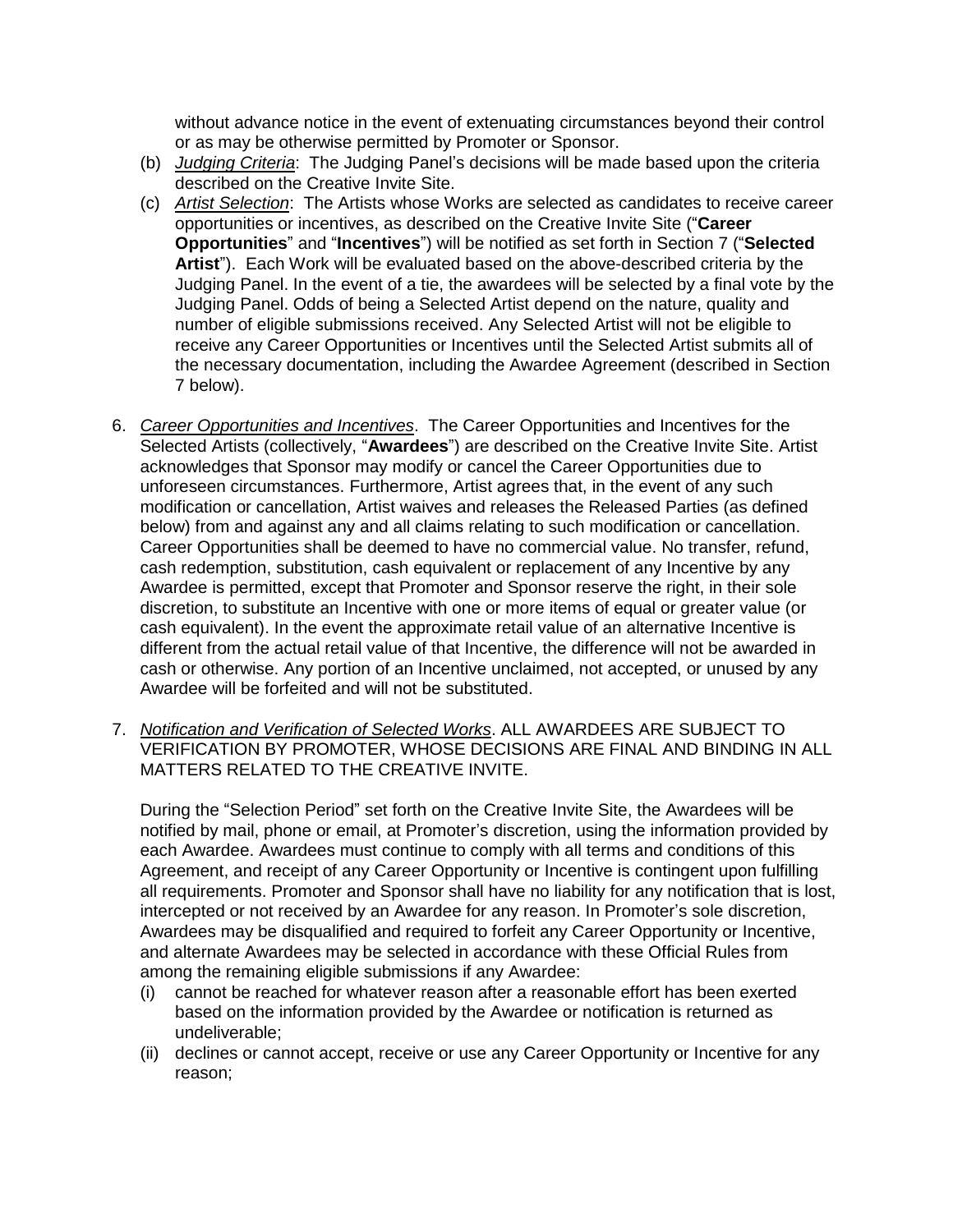without advance notice in the event of extenuating circumstances beyond their control or as may be otherwise permitted by Promoter or Sponsor.

(b) *Judging Criteria*: The Judging Panel's decisions will be made based upon the criteria described on the Creative Invite Site.

(c) *Artist Selection*: The Artists whose Works are selected as candidates to receive career opportunities or incentives, as described on the Creative Invite Site ("**Career Opportunities**" and "**Incentives**") will be notified as set forth in Section 7 ("**Selected Artist**"). Each Work will be evaluated based on the above-described criteria by the Judging Panel. In the event of a tie, the awardees will be selected by a final vote by the Judging Panel. Odds of being a Selected Artist depend on the nature, quality and number of eligible submissions received. Any Selected Artist will not be eligible to receive any Career Opportunities or Incentives until the Selected Artist submits all of the necessary documentation, including the Awardee Agreement (described in Section 7 below).

6. *Career Opportunities and Incentives*. The Career Opportunities and Incentives for the Selected Artists (collectively, "**Awardees**") are described on the Creative Invite Site. Artist acknowledges that Sponsor may modify or cancel the Career Opportunities due to unforeseen circumstances. Furthermore, Artist agrees that, in the event of any such modification or cancellation, Artist waives and releases the Released Parties (as defined below) from and against any and all claims relating to such modification or cancellation. Career Opportunities shall be deemed to have no commercial value. No transfer, refund, cash redemption, substitution, cash equivalent or replacement of any Incentive by any Awardee is permitted, except that Promoter and Sponsor reserve the right, in their sole discretion, to substitute an Incentive with one or more items of equal or greater value (or cash equivalent). In the event the approximate retail value of an alternative Incentive is different from the actual retail value of that Incentive, the difference will not be awarded in cash or otherwise. Any portion of an Incentive unclaimed, not accepted, or unused by any Awardee will be forfeited and will not be substituted.

7. *Notification and Verification of Selected Works*. ALL AWARDEES ARE SUBJECT TO VERIFICATION BY PROMOTER, WHOSE DECISIONS ARE FINAL AND BINDING IN ALL MATTERS RELATED TO THE CREATIVE INVITE.

   During the "Selection Period" set forth on the Creative Invite Site, the Awardees will be notified by mail, phone or email, at Promoter's discretion, using the information provided by each Awardee. Awardees must continue to comply with all terms and conditions of this Agreement, and receipt of any Career Opportunity or Incentive is contingent upon fulfilling all requirements. Promoter and Sponsor shall have no liability for any notification that is lost, intercepted or not received by an Awardee for any reason. In Promoter's sole discretion, Awardees may be disqualified and required to forfeit any Career Opportunity or Incentive, and alternate Awardees may be selected in accordance with these Official Rules from among the remaining eligible submissions if any Awardee:

   (i) cannot be reached for whatever reason after a reasonable effort has been exerted based on the information provided by the Awardee or notification is returned as undeliverable;

   (ii) declines or cannot accept, receive or use any Career Opportunity or Incentive for any reason;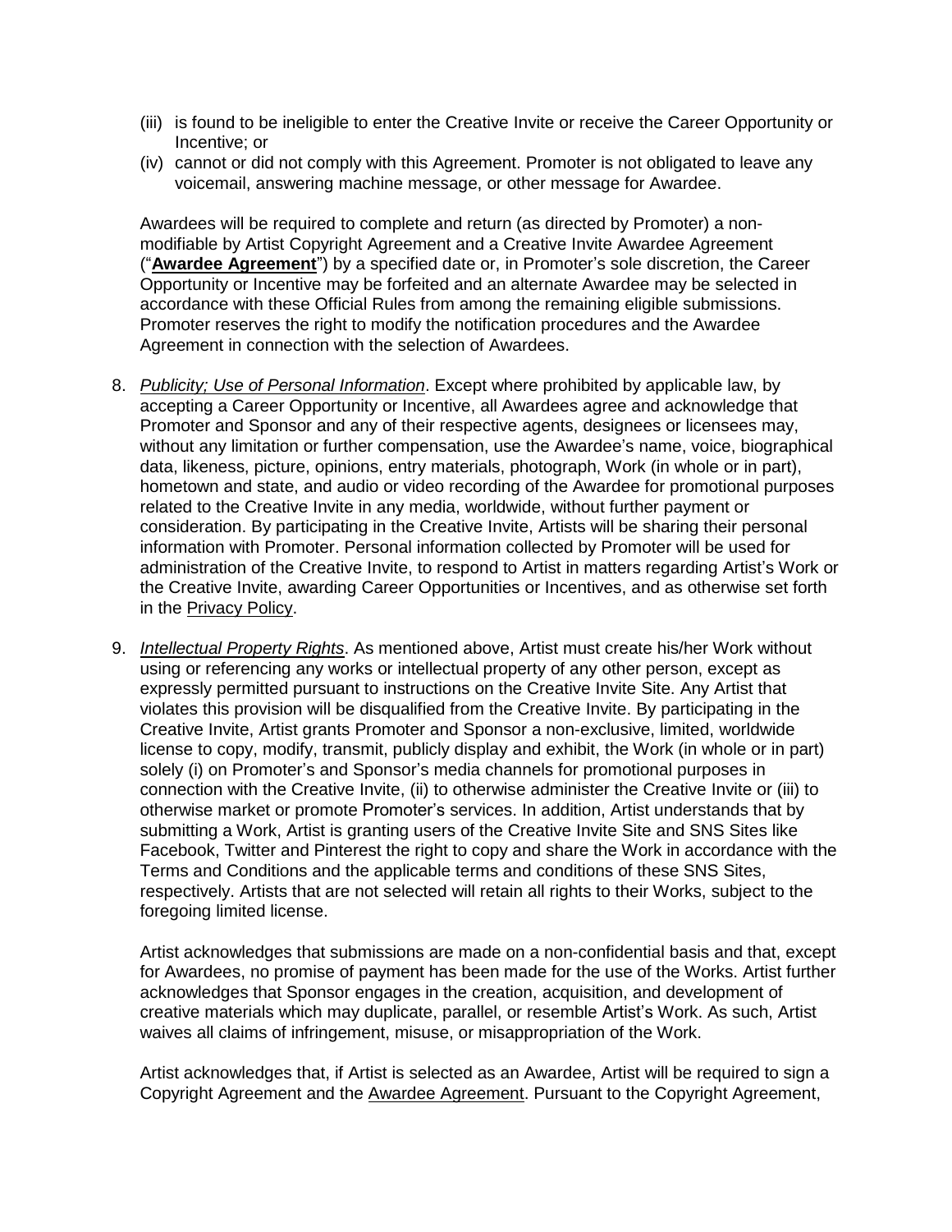(iii) is found to be ineligible to enter the Creative Invite or receive the Career Opportunity or Incentive; or

(iv) cannot or did not comply with this Agreement. Promoter is not obligated to leave any voicemail, answering machine message, or other message for Awardee.

Awardees will be required to complete and return (as directed by Promoter) a non-modifiable by Artist Copyright Agreement and a Creative Invite Awardee Agreement ("**Awardee Agreement**") by a specified date or, in Promoter's sole discretion, the Career Opportunity or Incentive may be forfeited and an alternate Awardee may be selected in accordance with these Official Rules from among the remaining eligible submissions. Promoter reserves the right to modify the notification procedures and the Awardee Agreement in connection with the selection of Awardees.

8. *Publicity; Use of Personal Information*. Except where prohibited by applicable law, by accepting a Career Opportunity or Incentive, all Awardees agree and acknowledge that Promoter and Sponsor and any of their respective agents, designees or licensees may, without any limitation or further compensation, use the Awardee's name, voice, biographical data, likeness, picture, opinions, entry materials, photograph, Work (in whole or in part), hometown and state, and audio or video recording of the Awardee for promotional purposes related to the Creative Invite in any media, worldwide, without further payment or consideration. By participating in the Creative Invite, Artists will be sharing their personal information with Promoter. Personal information collected by Promoter will be used for administration of the Creative Invite, to respond to Artist in matters regarding Artist's Work or the Creative Invite, awarding Career Opportunities or Incentives, and as otherwise set forth in the Privacy Policy.

9. *Intellectual Property Rights*. As mentioned above, Artist must create his/her Work without using or referencing any works or intellectual property of any other person, except as expressly permitted pursuant to instructions on the Creative Invite Site. Any Artist that violates this provision will be disqualified from the Creative Invite. By participating in the Creative Invite, Artist grants Promoter and Sponsor a non-exclusive, limited, worldwide license to copy, modify, transmit, publicly display and exhibit, the Work (in whole or in part) solely (i) on Promoter's and Sponsor's media channels for promotional purposes in connection with the Creative Invite, (ii) to otherwise administer the Creative Invite or (iii) to otherwise market or promote Promoter's services. In addition, Artist understands that by submitting a Work, Artist is granting users of the Creative Invite Site and SNS Sites like Facebook, Twitter and Pinterest the right to copy and share the Work in accordance with the Terms and Conditions and the applicable terms and conditions of these SNS Sites, respectively. Artists that are not selected will retain all rights to their Works, subject to the foregoing limited license.

   Artist acknowledges that submissions are made on a non-confidential basis and that, except for Awardees, no promise of payment has been made for the use of the Works. Artist further acknowledges that Sponsor engages in the creation, acquisition, and development of creative materials which may duplicate, parallel, or resemble Artist's Work. As such, Artist waives all claims of infringement, misuse, or misappropriation of the Work.

   Artist acknowledges that, if Artist is selected as an Awardee, Artist will be required to sign a Copyright Agreement and the Awardee Agreement. Pursuant to the Copyright Agreement,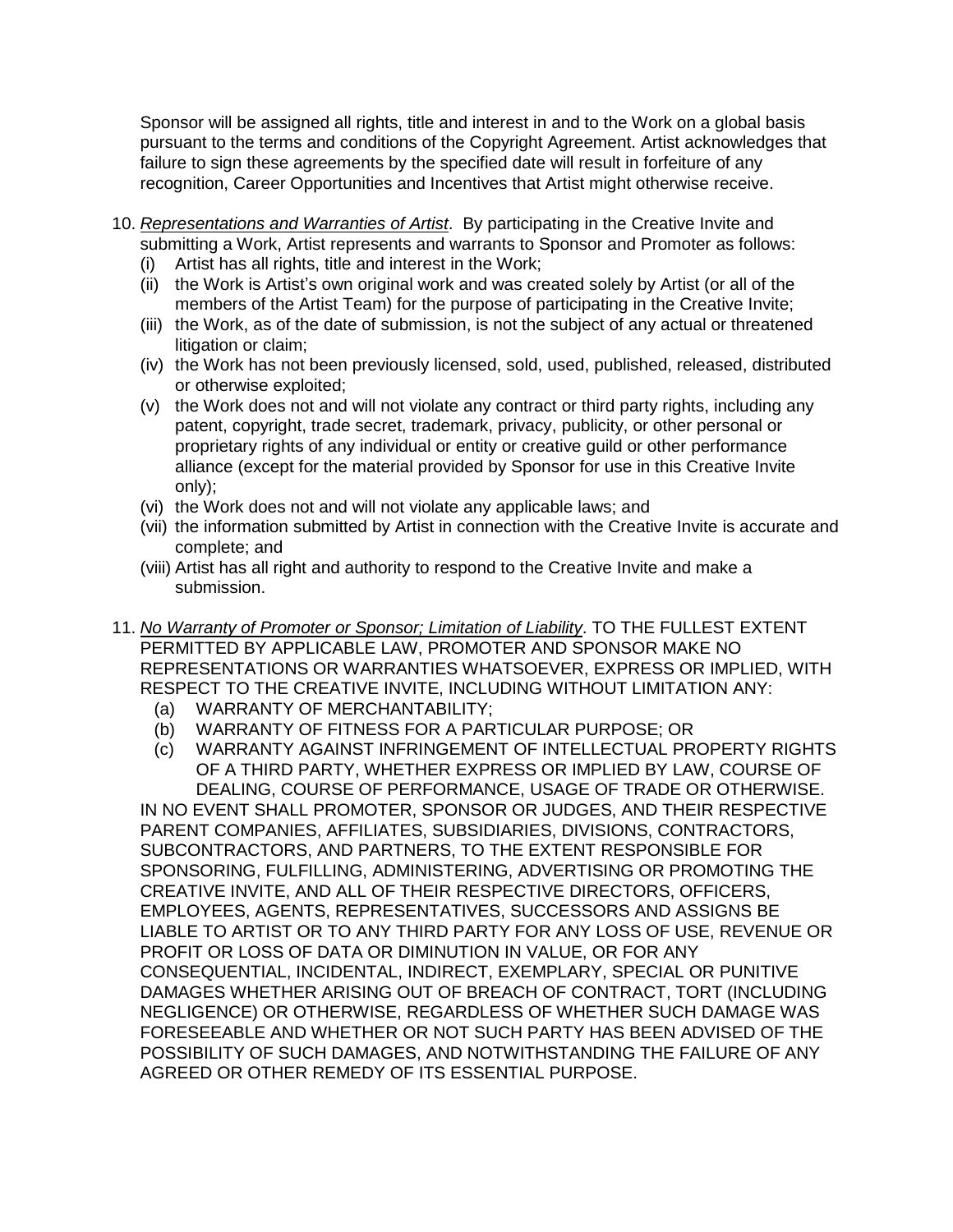Sponsor will be assigned all rights, title and interest in and to the Work on a global basis pursuant to the terms and conditions of the Copyright Agreement. Artist acknowledges that failure to sign these agreements by the specified date will result in forfeiture of any recognition, Career Opportunities and Incentives that Artist might otherwise receive.

10. *Representations and Warranties of Artist*. By participating in the Creative Invite and submitting a Work, Artist represents and warrants to Sponsor and Promoter as follows:
    (i) Artist has all rights, title and interest in the Work;
    (ii) the Work is Artist's own original work and was created solely by Artist (or all of the members of the Artist Team) for the purpose of participating in the Creative Invite;
    (iii) the Work, as of the date of submission, is not the subject of any actual or threatened litigation or claim;
    (iv) the Work has not been previously licensed, sold, used, published, released, distributed or otherwise exploited;
    (v) the Work does not and will not violate any contract or third party rights, including any patent, copyright, trade secret, trademark, privacy, publicity, or other personal or proprietary rights of any individual or entity or creative guild or other performance alliance (except for the material provided by Sponsor for use in this Creative Invite only);
    (vi) the Work does not and will not violate any applicable laws; and
    (vii) the information submitted by Artist in connection with the Creative Invite is accurate and complete; and
    (viii) Artist has all right and authority to respond to the Creative Invite and make a submission.

11. *No Warranty of Promoter or Sponsor; Limitation of Liability*. TO THE FULLEST EXTENT PERMITTED BY APPLICABLE LAW, PROMOTER AND SPONSOR MAKE NO REPRESENTATIONS OR WARRANTIES WHATSOEVER, EXPRESS OR IMPLIED, WITH RESPECT TO THE CREATIVE INVITE, INCLUDING WITHOUT LIMITATION ANY:
    (a) WARRANTY OF MERCHANTABILITY;
    (b) WARRANTY OF FITNESS FOR A PARTICULAR PURPOSE; OR
    (c) WARRANTY AGAINST INFRINGEMENT OF INTELLECTUAL PROPERTY RIGHTS OF A THIRD PARTY, WHETHER EXPRESS OR IMPLIED BY LAW, COURSE OF DEALING, COURSE OF PERFORMANCE, USAGE OF TRADE OR OTHERWISE.

    IN NO EVENT SHALL PROMOTER, SPONSOR OR JUDGES, AND THEIR RESPECTIVE PARENT COMPANIES, AFFILIATES, SUBSIDIARIES, DIVISIONS, CONTRACTORS, SUBCONTRACTORS, AND PARTNERS, TO THE EXTENT RESPONSIBLE FOR SPONSORING, FULFILLING, ADMINISTERING, ADVERTISING OR PROMOTING THE CREATIVE INVITE, AND ALL OF THEIR RESPECTIVE DIRECTORS, OFFICERS, EMPLOYEES, AGENTS, REPRESENTATIVES, SUCCESSORS AND ASSIGNS BE LIABLE TO ARTIST OR TO ANY THIRD PARTY FOR ANY LOSS OF USE, REVENUE OR PROFIT OR LOSS OF DATA OR DIMINUTION IN VALUE, OR FOR ANY CONSEQUENTIAL, INCIDENTAL, INDIRECT, EXEMPLARY, SPECIAL OR PUNITIVE DAMAGES WHETHER ARISING OUT OF BREACH OF CONTRACT, TORT (INCLUDING NEGLIGENCE) OR OTHERWISE, REGARDLESS OF WHETHER SUCH DAMAGE WAS FORESEEABLE AND WHETHER OR NOT SUCH PARTY HAS BEEN ADVISED OF THE POSSIBILITY OF SUCH DAMAGES, AND NOTWITHSTANDING THE FAILURE OF ANY AGREED OR OTHER REMEDY OF ITS ESSENTIAL PURPOSE.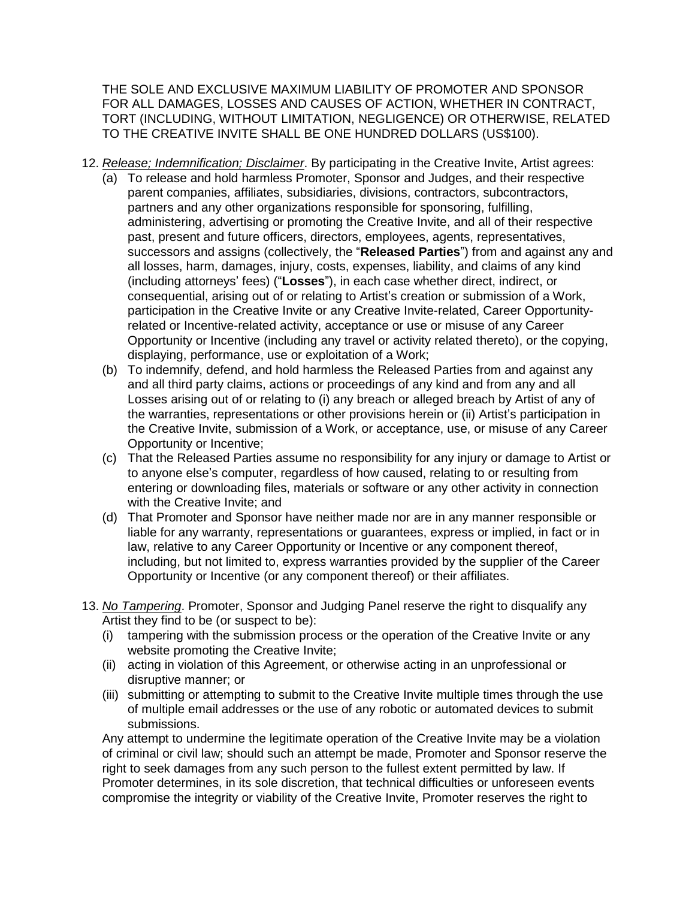THE SOLE AND EXCLUSIVE MAXIMUM LIABILITY OF PROMOTER AND SPONSOR FOR ALL DAMAGES, LOSSES AND CAUSES OF ACTION, WHETHER IN CONTRACT, TORT (INCLUDING, WITHOUT LIMITATION, NEGLIGENCE) OR OTHERWISE, RELATED TO THE CREATIVE INVITE SHALL BE ONE HUNDRED DOLLARS (US$100).

12. *Release; Indemnification; Disclaimer*. By participating in the Creative Invite, Artist agrees:
    (a) To release and hold harmless Promoter, Sponsor and Judges, and their respective parent companies, affiliates, subsidiaries, divisions, contractors, subcontractors, partners and any other organizations responsible for sponsoring, fulfilling, administering, advertising or promoting the Creative Invite, and all of their respective past, present and future officers, directors, employees, agents, representatives, successors and assigns (collectively, the "**Released Parties**") from and against any and all losses, harm, damages, injury, costs, expenses, liability, and claims of any kind (including attorneys' fees) ("**Losses**"), in each case whether direct, indirect, or consequential, arising out of or relating to Artist's creation or submission of a Work, participation in the Creative Invite or any Creative Invite-related, Career Opportunity-related or Incentive-related activity, acceptance or use or misuse of any Career Opportunity or Incentive (including any travel or activity related thereto), or the copying, displaying, performance, use or exploitation of a Work;
    (b) To indemnify, defend, and hold harmless the Released Parties from and against any and all third party claims, actions or proceedings of any kind and from any and all Losses arising out of or relating to (i) any breach or alleged breach by Artist of any of the warranties, representations or other provisions herein or (ii) Artist's participation in the Creative Invite, submission of a Work, or acceptance, use, or misuse of any Career Opportunity or Incentive;
    (c) That the Released Parties assume no responsibility for any injury or damage to Artist or to anyone else's computer, regardless of how caused, relating to or resulting from entering or downloading files, materials or software or any other activity in connection with the Creative Invite; and
    (d) That Promoter and Sponsor have neither made nor are in any manner responsible or liable for any warranty, representations or guarantees, express or implied, in fact or in law, relative to any Career Opportunity or Incentive or any component thereof, including, but not limited to, express warranties provided by the supplier of the Career Opportunity or Incentive (or any component thereof) or their affiliates.

13. *No Tampering*. Promoter, Sponsor and Judging Panel reserve the right to disqualify any Artist they find to be (or suspect to be):
    (i) tampering with the submission process or the operation of the Creative Invite or any website promoting the Creative Invite;
    (ii) acting in violation of this Agreement, or otherwise acting in an unprofessional or disruptive manner; or
    (iii) submitting or attempting to submit to the Creative Invite multiple times through the use of multiple email addresses or the use of any robotic or automated devices to submit submissions.

    Any attempt to undermine the legitimate operation of the Creative Invite may be a violation of criminal or civil law; should such an attempt be made, Promoter and Sponsor reserve the right to seek damages from any such person to the fullest extent permitted by law. If Promoter determines, in its sole discretion, that technical difficulties or unforeseen events compromise the integrity or viability of the Creative Invite, Promoter reserves the right to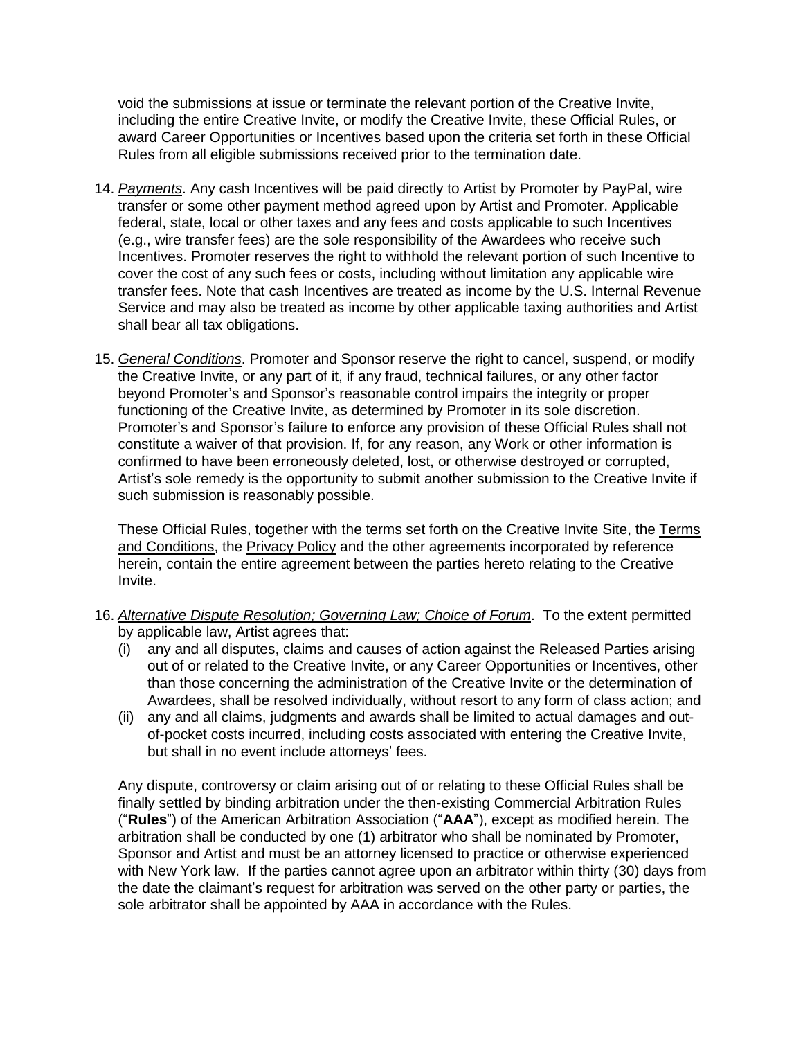void the submissions at issue or terminate the relevant portion of the Creative Invite, including the entire Creative Invite, or modify the Creative Invite, these Official Rules, or award Career Opportunities or Incentives based upon the criteria set forth in these Official Rules from all eligible submissions received prior to the termination date.

14. *Payments*. Any cash Incentives will be paid directly to Artist by Promoter by PayPal, wire transfer or some other payment method agreed upon by Artist and Promoter. Applicable federal, state, local or other taxes and any fees and costs applicable to such Incentives (e.g., wire transfer fees) are the sole responsibility of the Awardees who receive such Incentives. Promoter reserves the right to withhold the relevant portion of such Incentive to cover the cost of any such fees or costs, including without limitation any applicable wire transfer fees. Note that cash Incentives are treated as income by the U.S. Internal Revenue Service and may also be treated as income by other applicable taxing authorities and Artist shall bear all tax obligations.

15. *General Conditions*. Promoter and Sponsor reserve the right to cancel, suspend, or modify the Creative Invite, or any part of it, if any fraud, technical failures, or any other factor beyond Promoter's and Sponsor's reasonable control impairs the integrity or proper functioning of the Creative Invite, as determined by Promoter in its sole discretion. Promoter's and Sponsor's failure to enforce any provision of these Official Rules shall not constitute a waiver of that provision. If, for any reason, any Work or other information is confirmed to have been erroneously deleted, lost, or otherwise destroyed or corrupted, Artist's sole remedy is the opportunity to submit another submission to the Creative Invite if such submission is reasonably possible.

    These Official Rules, together with the terms set forth on the Creative Invite Site, the Terms and Conditions, the Privacy Policy and the other agreements incorporated by reference herein, contain the entire agreement between the parties hereto relating to the Creative Invite.

16. *Alternative Dispute Resolution; Governing Law; Choice of Forum*. To the extent permitted by applicable law, Artist agrees that:
    (i) any and all disputes, claims and causes of action against the Released Parties arising out of or related to the Creative Invite, or any Career Opportunities or Incentives, other than those concerning the administration of the Creative Invite or the determination of Awardees, shall be resolved individually, without resort to any form of class action; and
    (ii) any and all claims, judgments and awards shall be limited to actual damages and out-of-pocket costs incurred, including costs associated with entering the Creative Invite, but shall in no event include attorneys' fees.

    Any dispute, controversy or claim arising out of or relating to these Official Rules shall be finally settled by binding arbitration under the then-existing Commercial Arbitration Rules ("**Rules**") of the American Arbitration Association ("**AAA**"), except as modified herein. The arbitration shall be conducted by one (1) arbitrator who shall be nominated by Promoter, Sponsor and Artist and must be an attorney licensed to practice or otherwise experienced with New York law. If the parties cannot agree upon an arbitrator within thirty (30) days from the date the claimant's request for arbitration was served on the other party or parties, the sole arbitrator shall be appointed by AAA in accordance with the Rules.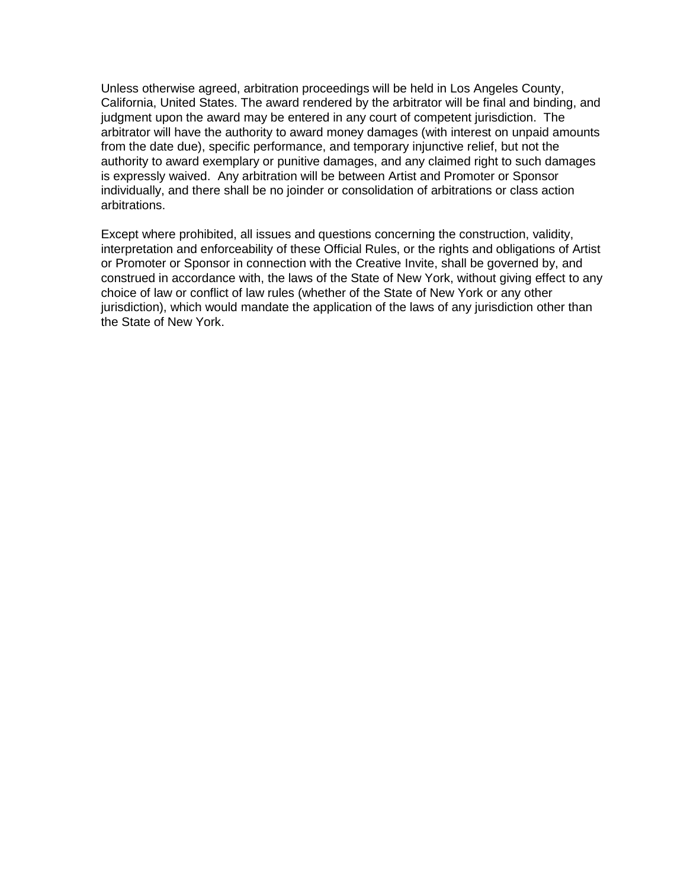Unless otherwise agreed, arbitration proceedings will be held in Los Angeles County, California, United States. The award rendered by the arbitrator will be final and binding, and judgment upon the award may be entered in any court of competent jurisdiction. The arbitrator will have the authority to award money damages (with interest on unpaid amounts from the date due), specific performance, and temporary injunctive relief, but not the authority to award exemplary or punitive damages, and any claimed right to such damages is expressly waived. Any arbitration will be between Artist and Promoter or Sponsor individually, and there shall be no joinder or consolidation of arbitrations or class action arbitrations.

Except where prohibited, all issues and questions concerning the construction, validity, interpretation and enforceability of these Official Rules, or the rights and obligations of Artist or Promoter or Sponsor in connection with the Creative Invite, shall be governed by, and construed in accordance with, the laws of the State of New York, without giving effect to any choice of law or conflict of law rules (whether of the State of New York or any other jurisdiction), which would mandate the application of the laws of any jurisdiction other than the State of New York.